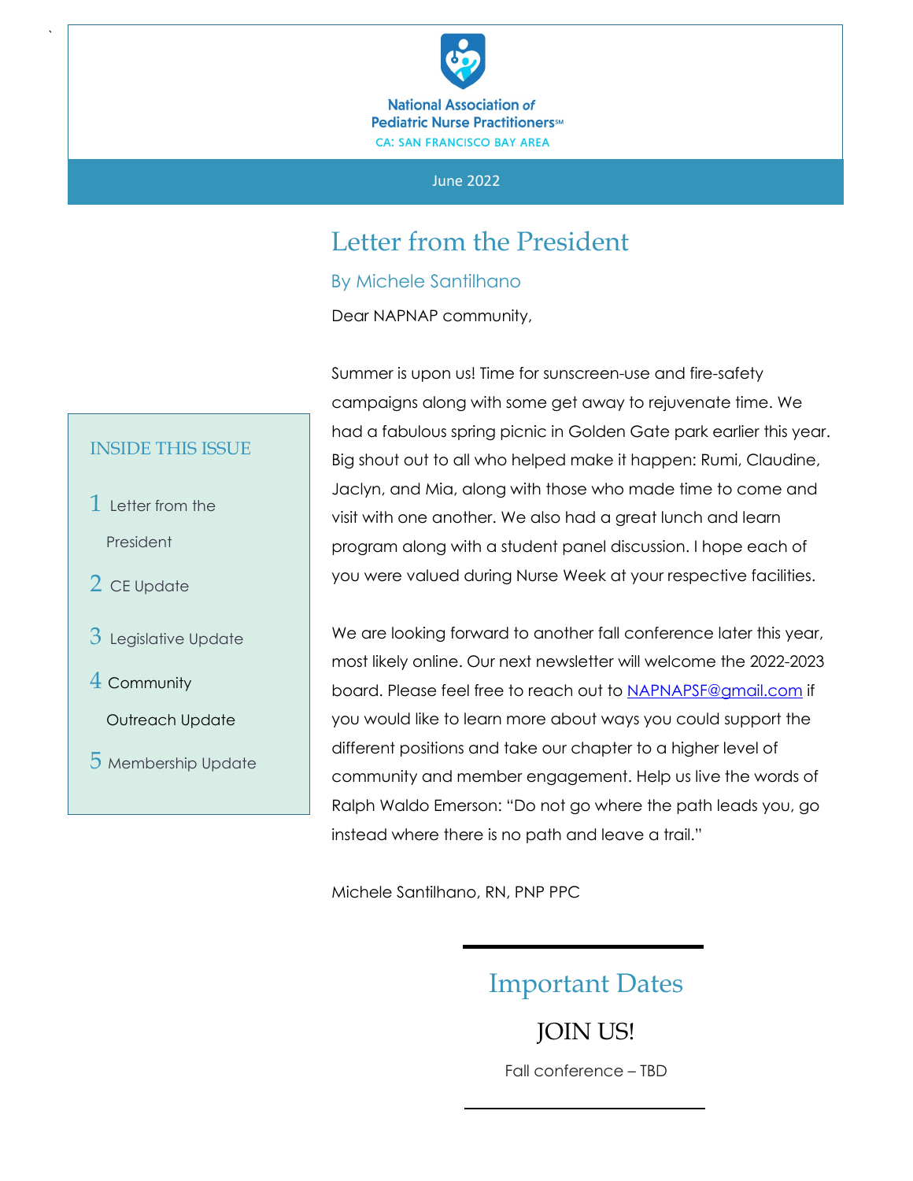National Association *of* Pediatric Nurse Practitioners℠

CA: SAN FRANCISCO BAY AREA

June 2022

## INSIDE THIS ISSUE

1 Letter from the President

2 CE Update

3 Legislative Update

4 Community Outreach Update

5 Membership Update

# Letter from the President

### By Michele Santilhano

Dear NAPNAP community,

Summer is upon us! Time for sunscreen-use and fire-safety campaigns along with some get away to rejuvenate time. We had a fabulous spring picnic in Golden Gate park earlier this year. Big shout out to all who helped make it happen: Rumi, Claudine, Jaclyn, and Mia, along with those who made time to come and visit with one another. We also had a great lunch and learn program along with a student panel discussion. I hope each of you were valued during Nurse Week at your respective facilities.

We are looking forward to another fall conference later this year, most likely online. Our next newsletter will welcome the 2022-2023 board. Please feel free to reach out to NAPNAPSF@gmail.com if you would like to learn more about ways you could support the different positions and take our chapter to a higher level of community and member engagement. Help us live the words of Ralph Waldo Emerson: "Do not go where the path leads you, go instead where there is no path and leave a trail."

Michele Santilhano, RN, PNP PPC

---

## Important Dates

### JOIN US!

Fall conference – TBD

---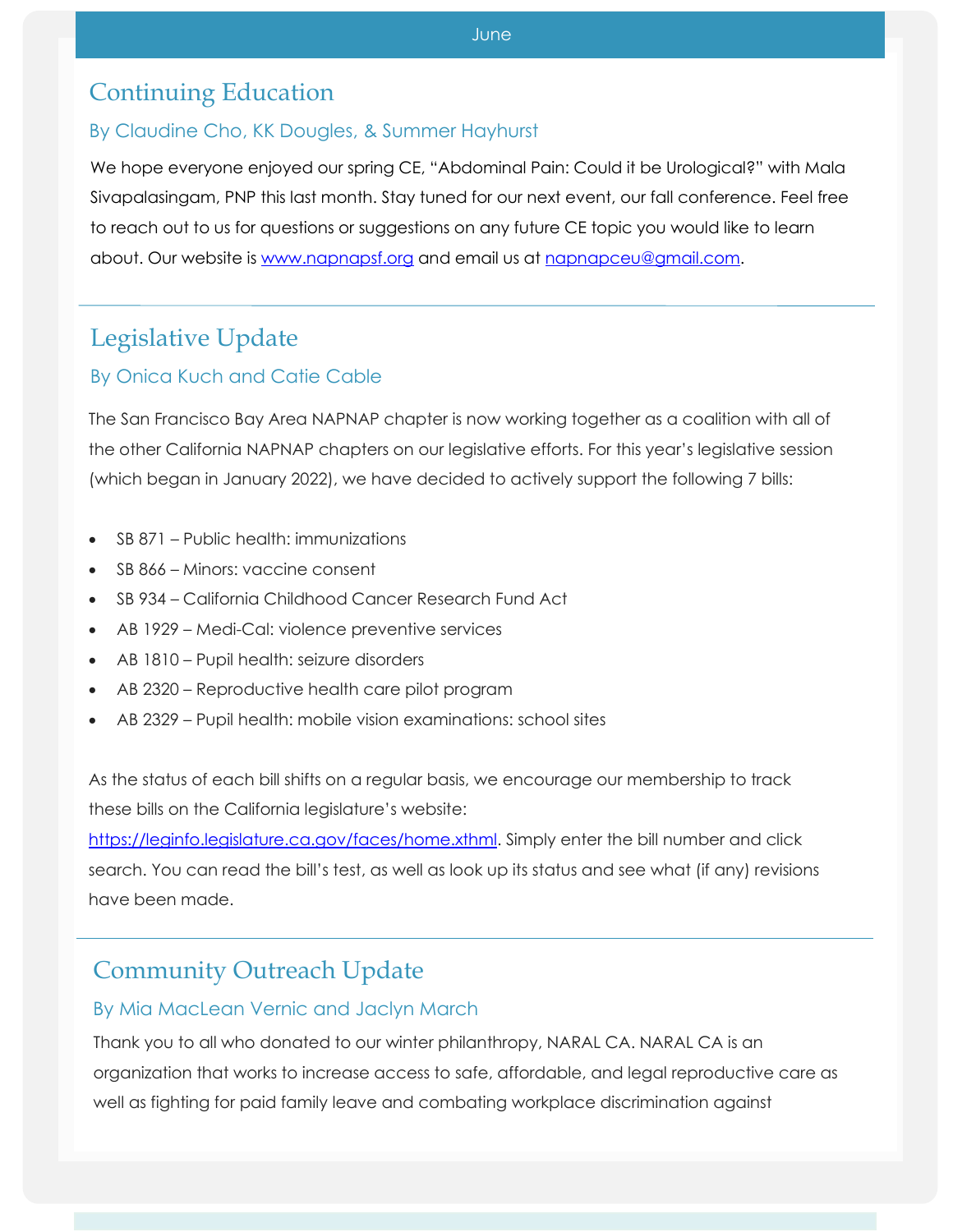## Continuing Education

### By Claudine Cho, KK Dougles, & Summer Hayhurst

We hope everyone enjoyed our spring CE, "Abdominal Pain: Could it be Urological?" with Mala Sivapalasingam, PNP this last month. Stay tuned for our next event, our fall conference. Feel free to reach out to us for questions or suggestions on any future CE topic you would like to learn about. Our website is [www.napnapsf.org](http://www.napnapsf.org) and email us at [napnapceu@gmail.com](mailto:napnapceu@gmail.com).

## Legislative Update

### By Onica Kuch and Catie Cable

The San Francisco Bay Area NAPNAP chapter is now working together as a coalition with all of the other California NAPNAP chapters on our legislative efforts. For this year's legislative session (which began in January 2022), we have decided to actively support the following 7 bills:

- SB 871 – Public health: immunizations
- SB 866 – Minors: vaccine consent
- SB 934 – California Childhood Cancer Research Fund Act
- AB 1929 – Medi-Cal: violence preventive services
- AB 1810 – Pupil health: seizure disorders
- AB 2320 – Reproductive health care pilot program
- AB 2329 – Pupil health: mobile vision examinations: school sites

As the status of each bill shifts on a regular basis, we encourage our membership to track these bills on the California legislature's website: [https://leginfo.legislature.ca.gov/faces/home.xthml](https://leginfo.legislature.ca.gov/faces/home.xthml). Simply enter the bill number and click search. You can read the bill's test, as well as look up its status and see what (if any) revisions have been made.

## Community Outreach Update

### By Mia MacLean Vernic and Jaclyn March

Thank you to all who donated to our winter philanthropy, NARAL CA. NARAL CA is an organization that works to increase access to safe, affordable, and legal reproductive care as well as fighting for paid family leave and combating workplace discrimination against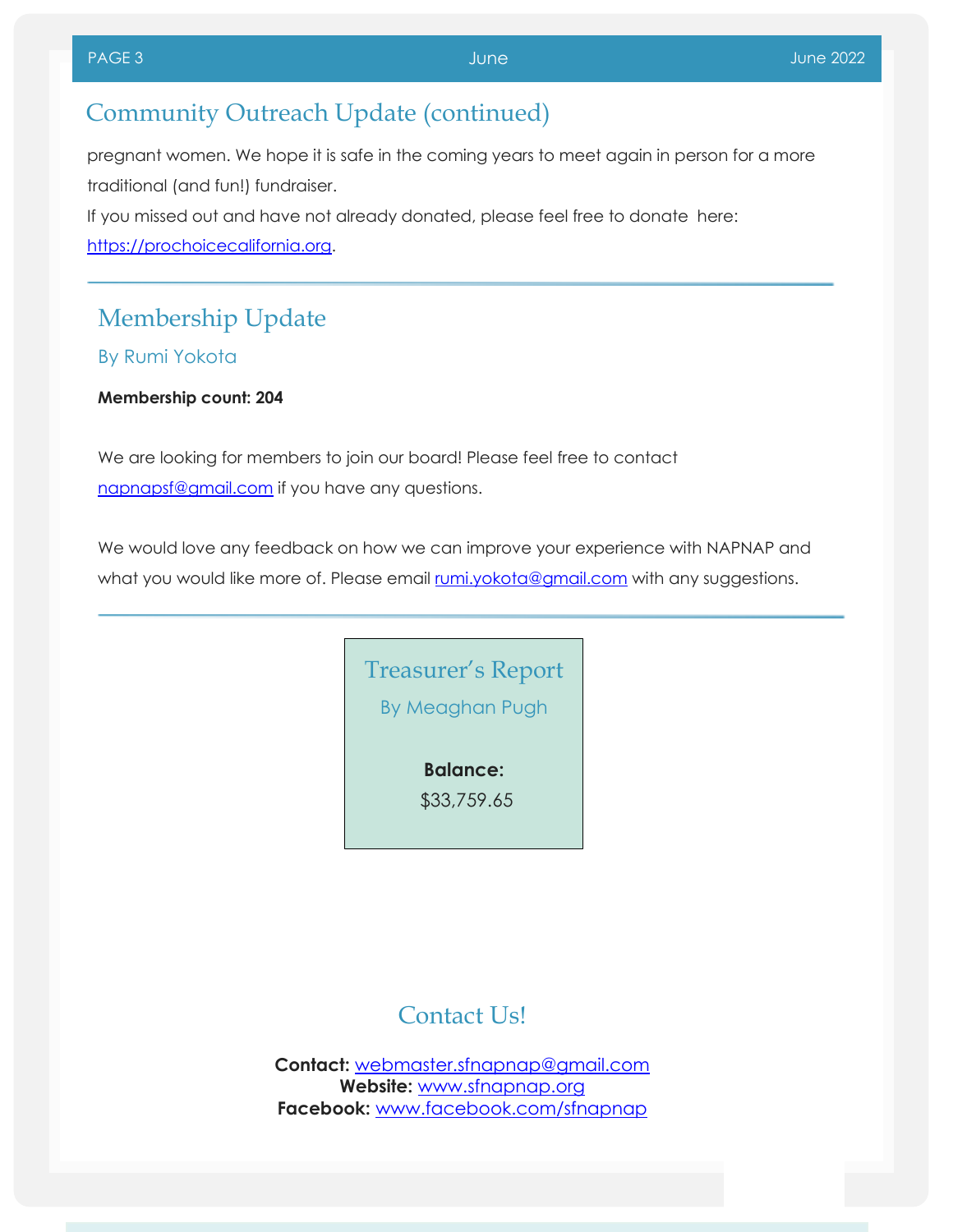## Community Outreach Update (continued)

pregnant women. We hope it is safe in the coming years to meet again in person for a more traditional (and fun!) fundraiser.

If you missed out and have not already donated, please feel free to donate here: https://prochoicecalifornia.org.

---

## Membership Update

By Rumi Yokota

**Membership count: 204**

We are looking for members to join our board! Please feel free to contact napnapsf@gmail.com if you have any questions.

We would love any feedback on how we can improve your experience with NAPNAP and what you would like more of. Please email rumi.yokota@gmail.com with any suggestions.

---

## Treasurer's Report

By Meaghan Pugh

**Balance:**
$33,759.65

## Contact Us!

**Contact:** webmaster.sfnapnap@gmail.com
**Website:** www.sfnapnap.org
**Facebook:** www.facebook.com/sfnapnap